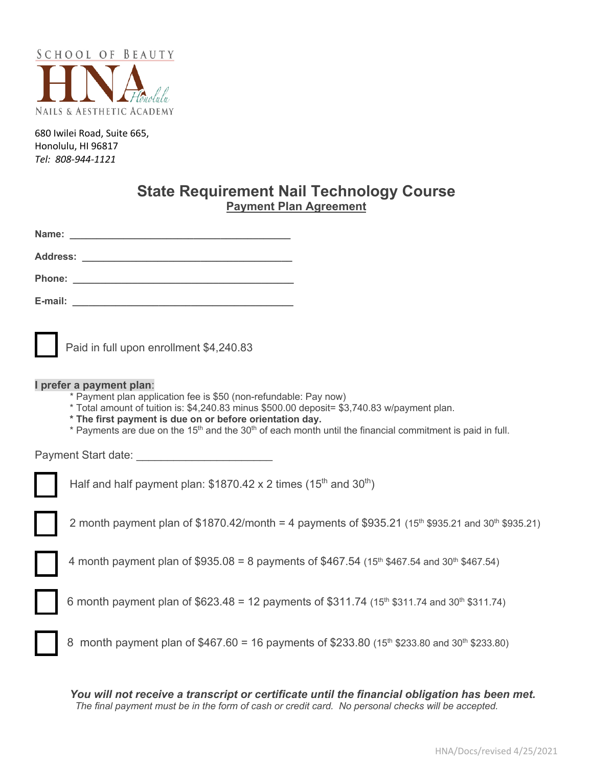SCHOOL OF BEAUTY

**HNA** *Honolulu*

NAILS & AESTHETIC ACADEMY

680 Iwilei Road, Suite 665,
Honolulu, HI 96817
*Tel: 808-944-1121*

# State Requirement Nail Technology Course

## Payment Plan Agreement

**Name:** ________________________________________

**Address:** ______________________________________

**Phone:** ________________________________________

**E-mail:** ________________________________________

☐ Paid in full upon enrollment $4,240.83

**I prefer a payment plan**:

- Payment plan application fee is $50 (non-refundable: Pay now)
- Total amount of tuition is: $4,240.83 minus $500.00 deposit= $3,740.83 w/payment plan.
- **The first payment is due on or before orientation day.**
- Payments are due on the 15th and the 30th of each month until the financial commitment is paid in full.

Payment Start date: ______________________

☐ Half and half payment plan: $1870.42 x 2 times (15th and 30th)

☐ 2 month payment plan of $1870.42/month = 4 payments of $935.21 (15th $935.21 and 30th $935.21)

☐ 4 month payment plan of $935.08 = 8 payments of $467.54 (15th $467.54 and 30th $467.54)

☐ 6 month payment plan of $623.48 = 12 payments of $311.74 (15th $311.74 and 30th $311.74)

☐ 8 month payment plan of $467.60 = 16 payments of $233.80 (15th $233.80 and 30th $233.80)

***You will not receive a transcript or certificate until the financial obligation has been met.***

*The final payment must be in the form of cash or credit card. No personal checks will be accepted.*

HNA/Docs/revised 4/25/2021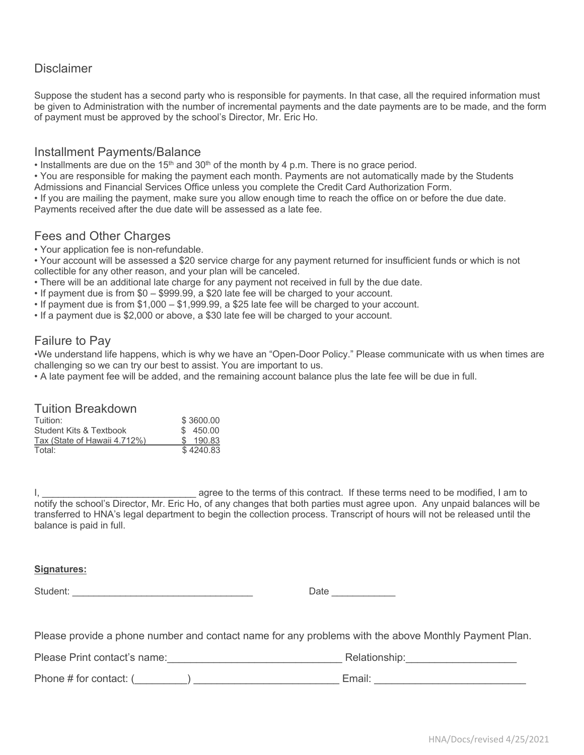## Disclaimer

Suppose the student has a second party who is responsible for payments. In that case, all the required information must be given to Administration with the number of incremental payments and the date payments are to be made, and the form of payment must be approved by the school's Director, Mr. Eric Ho.

## Installment Payments/Balance

- Installments are due on the 15th and 30th of the month by 4 p.m. There is no grace period.
- You are responsible for making the payment each month. Payments are not automatically made by the Students Admissions and Financial Services Office unless you complete the Credit Card Authorization Form.
- If you are mailing the payment, make sure you allow enough time to reach the office on or before the due date. Payments received after the due date will be assessed as a late fee.

## Fees and Other Charges

- Your application fee is non-refundable.
- Your account will be assessed a $20 service charge for any payment returned for insufficient funds or which is not collectible for any other reason, and your plan will be canceled.
- There will be an additional late charge for any payment not received in full by the due date.
- If payment due is from $0 – $999.99, a $20 late fee will be charged to your account.
- If payment due is from $1,000 – $1,999.99, a $25 late fee will be charged to your account.
- If a payment due is $2,000 or above, a $30 late fee will be charged to your account.

## Failure to Pay

- We understand life happens, which is why we have an "Open-Door Policy." Please communicate with us when times are challenging so we can try our best to assist. You are important to us.
- A late payment fee will be added, and the remaining account balance plus the late fee will be due in full.

## Tuition Breakdown

| | |
|---|---|
| Tuition: | $ 3600.00 |
| Student Kits & Textbook | $ 450.00 |
| Tax (State of Hawaii 4.712%) | $ 190.83 |
| Total: | $ 4240.83 |

I, ____________________________ agree to the terms of this contract. If these terms need to be modified, I am to notify the school's Director, Mr. Eric Ho, of any changes that both parties must agree upon. Any unpaid balances will be transferred to HNA's legal department to begin the collection process. Transcript of hours will not be released until the balance is paid in full.

**Signatures:**

Student: __________________________________ Date ____________

Please provide a phone number and contact name for any problems with the above Monthly Payment Plan.

Please Print contact's name:______________________________ Relationship:___________________

Phone # for contact: (_________) _________________________ Email: __________________________

HNA/Docs/revised 4/25/2021